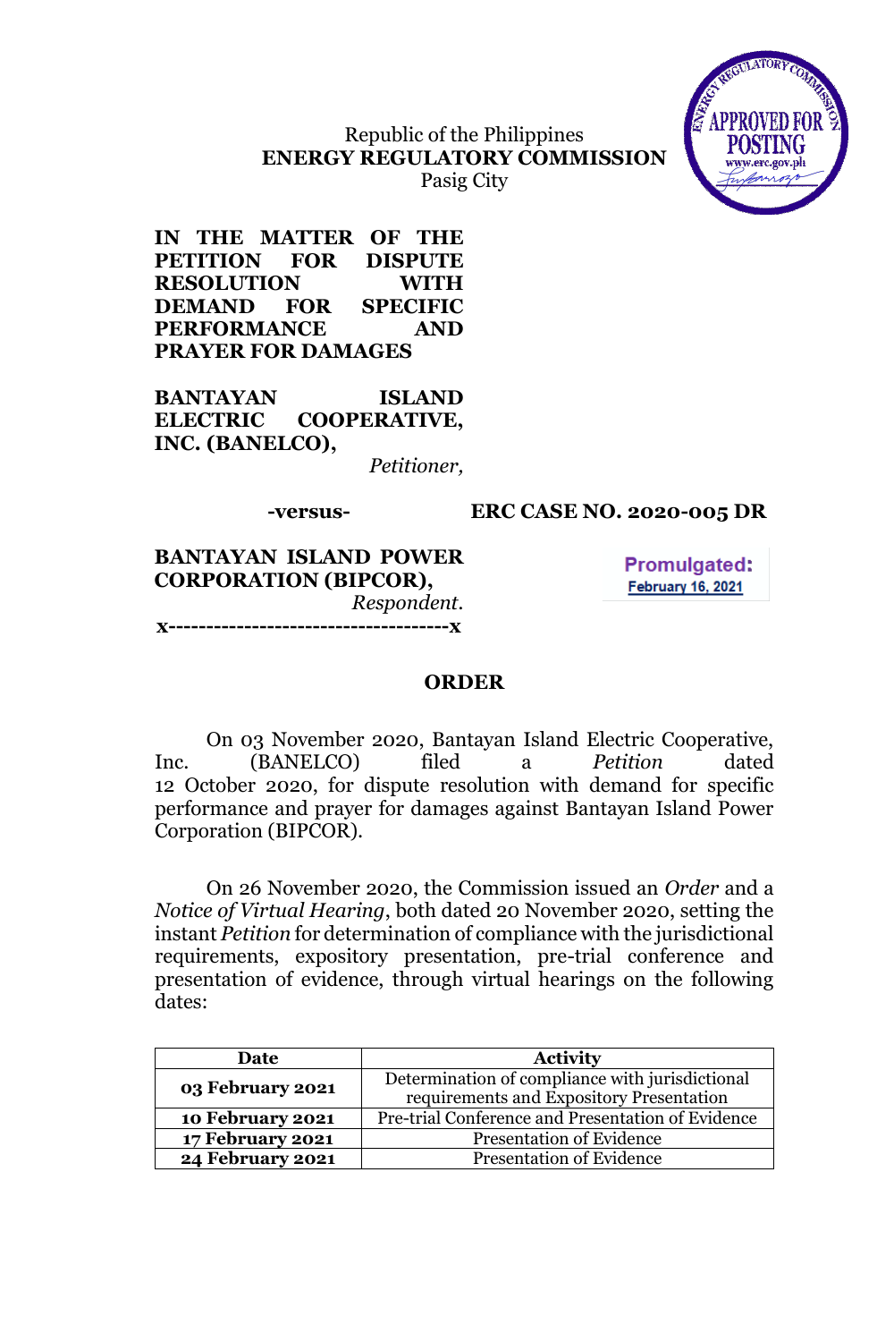Republic of the Philippines
**ENERGY REGULATORY COMMISSION**
Pasig City

APPROVED FOR POSTING
www.erc.gov.ph

**IN THE MATTER OF THE PETITION FOR DISPUTE RESOLUTION WITH DEMAND FOR SPECIFIC PERFORMANCE AND PRAYER FOR DAMAGES**

**BANTAYAN ISLAND ELECTRIC COOPERATIVE, INC. (BANELCO),**
*Petitioner,*

**-versus-** **ERC CASE NO. 2020-005 DR**

**BANTAYAN ISLAND POWER CORPORATION (BIPCOR),**
*Respondent.*

**x-------------------------------------x**

Promulgated:
February 16, 2021

## ORDER

On 03 November 2020, Bantayan Island Electric Cooperative, Inc. (BANELCO) filed a *Petition* dated 12 October 2020, for dispute resolution with demand for specific performance and prayer for damages against Bantayan Island Power Corporation (BIPCOR).

On 26 November 2020, the Commission issued an *Order* and a *Notice of Virtual Hearing*, both dated 20 November 2020, setting the instant *Petition* for determination of compliance with the jurisdictional requirements, expository presentation, pre-trial conference and presentation of evidence, through virtual hearings on the following dates:

| Date | Activity |
| --- | --- |
| **03 February 2021** | Determination of compliance with jurisdictional requirements and Expository Presentation |
| **10 February 2021** | Pre-trial Conference and Presentation of Evidence |
| **17 February 2021** | Presentation of Evidence |
| **24 February 2021** | Presentation of Evidence |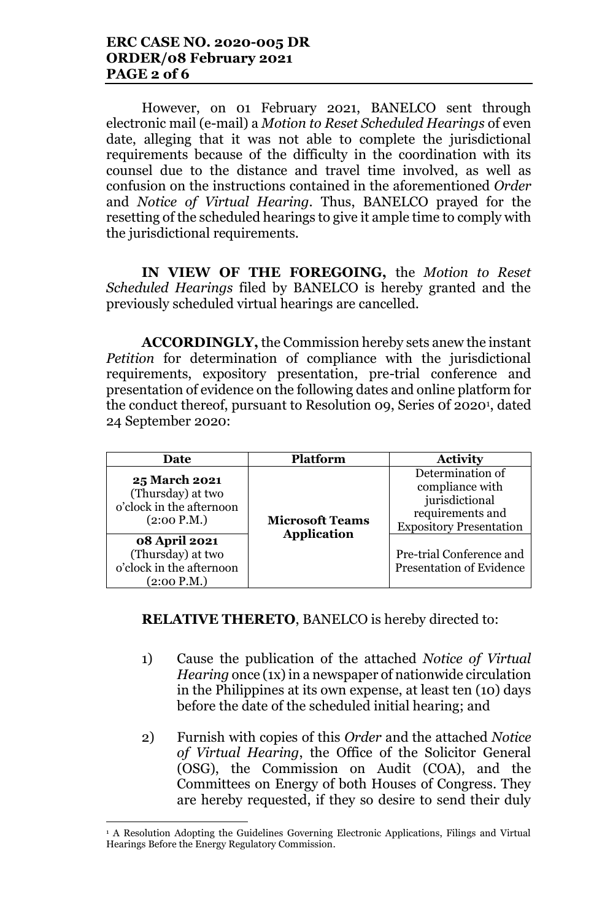However, on 01 February 2021, BANELCO sent through electronic mail (e-mail) a *Motion to Reset Scheduled Hearings* of even date, alleging that it was not able to complete the jurisdictional requirements because of the difficulty in the coordination with its counsel due to the distance and travel time involved, as well as confusion on the instructions contained in the aforementioned *Order* and *Notice of Virtual Hearing*. Thus, BANELCO prayed for the resetting of the scheduled hearings to give it ample time to comply with the jurisdictional requirements.

**IN VIEW OF THE FOREGOING,** the *Motion to Reset Scheduled Hearings* filed by BANELCO is hereby granted and the previously scheduled virtual hearings are cancelled.

**ACCORDINGLY,** the Commission hereby sets anew the instant *Petition* for determination of compliance with the jurisdictional requirements, expository presentation, pre-trial conference and presentation of evidence on the following dates and online platform for the conduct thereof, pursuant to Resolution 09, Series 0f 2020[1], dated 24 September 2020:

| Date | Platform | Activity |
|---|---|---|
| **25 March 2021** (Thursday) at two o'clock in the afternoon (2:00 P.M.) | **Microsoft Teams Application** | Determination of compliance with jurisdictional requirements and Expository Presentation |
| **08 April 2021** (Thursday) at two o'clock in the afternoon (2:00 P.M.) | | Pre-trial Conference and Presentation of Evidence |

**RELATIVE THERETO**, BANELCO is hereby directed to:

1) Cause the publication of the attached *Notice of Virtual Hearing* once (1x) in a newspaper of nationwide circulation in the Philippines at its own expense, at least ten (10) days before the date of the scheduled initial hearing; and

2) Furnish with copies of this *Order* and the attached *Notice of Virtual Hearing*, the Office of the Solicitor General (OSG), the Commission on Audit (COA), and the Committees on Energy of both Houses of Congress. They are hereby requested, if they so desire to send their duly

---

[1] A Resolution Adopting the Guidelines Governing Electronic Applications, Filings and Virtual Hearings Before the Energy Regulatory Commission.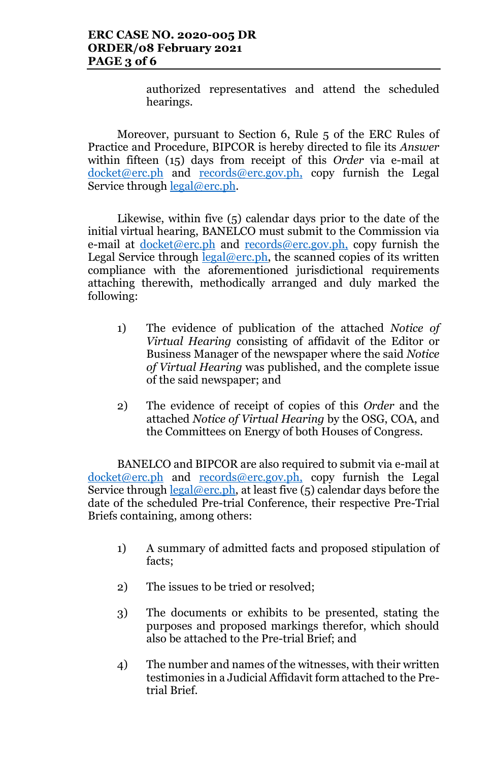authorized representatives and attend the scheduled hearings.

Moreover, pursuant to Section 6, Rule 5 of the ERC Rules of Practice and Procedure, BIPCOR is hereby directed to file its *Answer* within fifteen (15) days from receipt of this *Order* via e-mail at docket@erc.ph and records@erc.gov.ph, copy furnish the Legal Service through legal@erc.ph.

Likewise, within five (5) calendar days prior to the date of the initial virtual hearing, BANELCO must submit to the Commission via e-mail at docket@erc.ph and records@erc.gov.ph, copy furnish the Legal Service through legal@erc.ph, the scanned copies of its written compliance with the aforementioned jurisdictional requirements attaching therewith, methodically arranged and duly marked the following:

1) The evidence of publication of the attached *Notice of Virtual Hearing* consisting of affidavit of the Editor or Business Manager of the newspaper where the said *Notice of Virtual Hearing* was published, and the complete issue of the said newspaper; and

2) The evidence of receipt of copies of this *Order* and the attached *Notice of Virtual Hearing* by the OSG, COA, and the Committees on Energy of both Houses of Congress.

BANELCO and BIPCOR are also required to submit via e-mail at docket@erc.ph and records@erc.gov.ph, copy furnish the Legal Service through legal@erc.ph, at least five (5) calendar days before the date of the scheduled Pre-trial Conference, their respective Pre-Trial Briefs containing, among others:

1) A summary of admitted facts and proposed stipulation of facts;

2) The issues to be tried or resolved;

3) The documents or exhibits to be presented, stating the purposes and proposed markings therefor, which should also be attached to the Pre-trial Brief; and

4) The number and names of the witnesses, with their written testimonies in a Judicial Affidavit form attached to the Pre-trial Brief.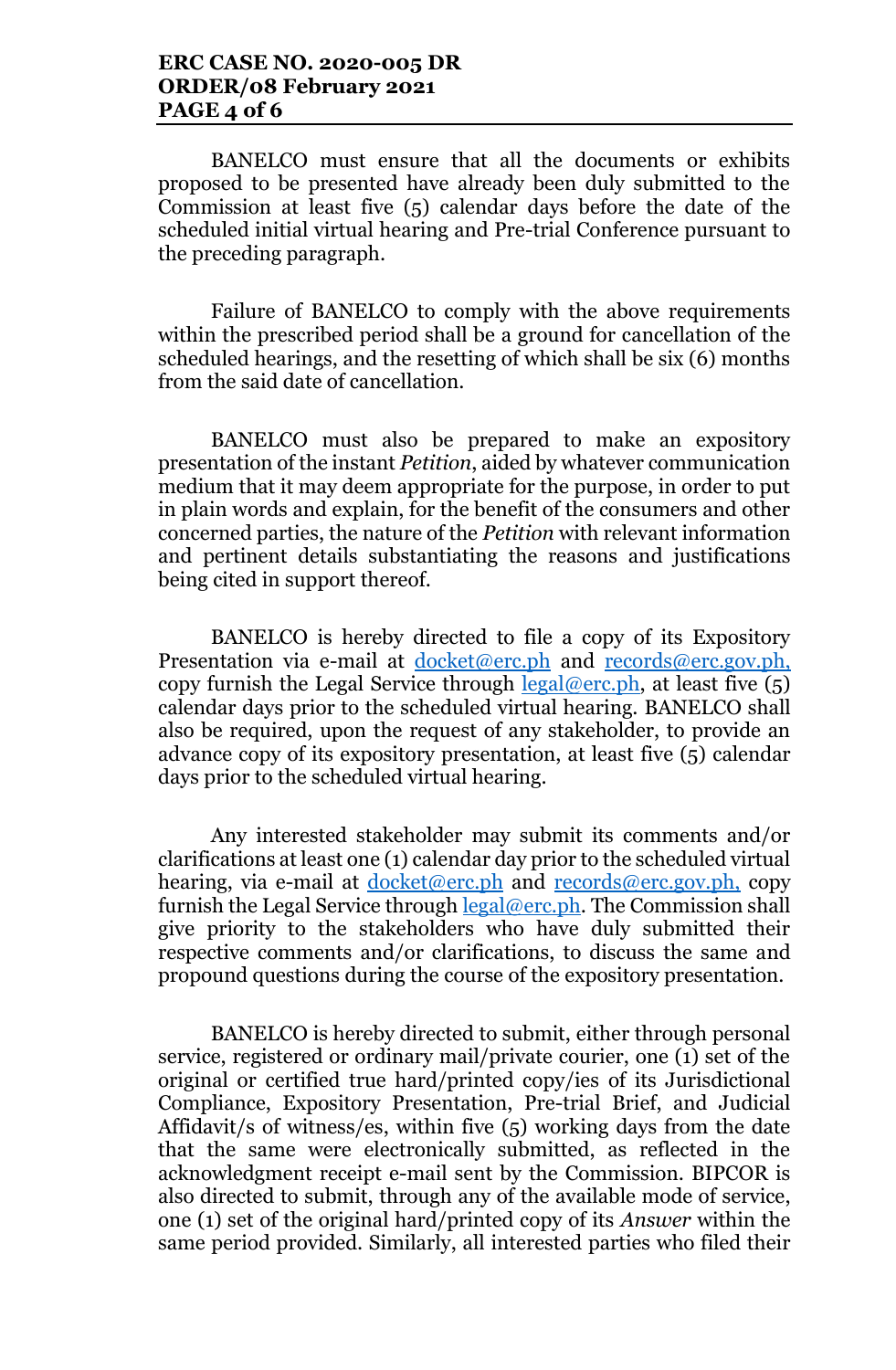BANELCO must ensure that all the documents or exhibits proposed to be presented have already been duly submitted to the Commission at least five (5) calendar days before the date of the scheduled initial virtual hearing and Pre-trial Conference pursuant to the preceding paragraph.

Failure of BANELCO to comply with the above requirements within the prescribed period shall be a ground for cancellation of the scheduled hearings, and the resetting of which shall be six (6) months from the said date of cancellation.

BANELCO must also be prepared to make an expository presentation of the instant *Petition*, aided by whatever communication medium that it may deem appropriate for the purpose, in order to put in plain words and explain, for the benefit of the consumers and other concerned parties, the nature of the *Petition* with relevant information and pertinent details substantiating the reasons and justifications being cited in support thereof.

BANELCO is hereby directed to file a copy of its Expository Presentation via e-mail at docket@erc.ph and records@erc.gov.ph, copy furnish the Legal Service through legal@erc.ph, at least five (5) calendar days prior to the scheduled virtual hearing. BANELCO shall also be required, upon the request of any stakeholder, to provide an advance copy of its expository presentation, at least five (5) calendar days prior to the scheduled virtual hearing.

Any interested stakeholder may submit its comments and/or clarifications at least one (1) calendar day prior to the scheduled virtual hearing, via e-mail at docket@erc.ph and records@erc.gov.ph, copy furnish the Legal Service through legal@erc.ph. The Commission shall give priority to the stakeholders who have duly submitted their respective comments and/or clarifications, to discuss the same and propound questions during the course of the expository presentation.

BANELCO is hereby directed to submit, either through personal service, registered or ordinary mail/private courier, one (1) set of the original or certified true hard/printed copy/ies of its Jurisdictional Compliance, Expository Presentation, Pre-trial Brief, and Judicial Affidavit/s of witness/es, within five (5) working days from the date that the same were electronically submitted, as reflected in the acknowledgment receipt e-mail sent by the Commission. BIPCOR is also directed to submit, through any of the available mode of service, one (1) set of the original hard/printed copy of its *Answer* within the same period provided. Similarly, all interested parties who filed their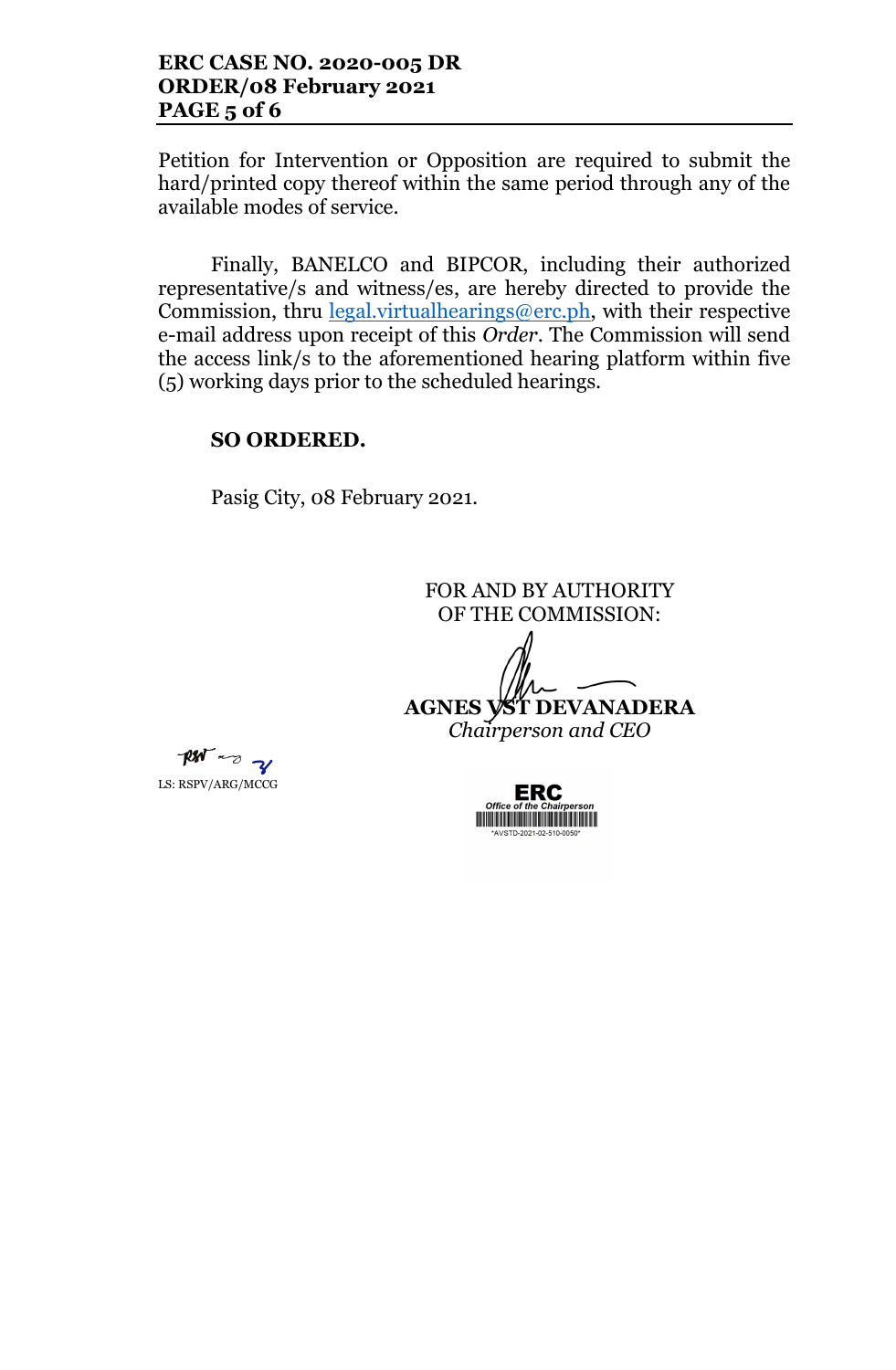Petition for Intervention or Opposition are required to submit the hard/printed copy thereof within the same period through any of the available modes of service.

Finally, BANELCO and BIPCOR, including their authorized representative/s and witness/es, are hereby directed to provide the Commission, thru legal.virtualhearings@erc.ph, with their respective e-mail address upon receipt of this *Order*. The Commission will send the access link/s to the aforementioned hearing platform within five (5) working days prior to the scheduled hearings.

**SO ORDERED.**

Pasig City, 08 February 2021.

FOR AND BY AUTHORITY
OF THE COMMISSION:

**AGNES VST DEVANADERA**
*Chairperson and CEO*

LS: RSPV/ARG/MCCG

ERC
*Office of the Chairperson*
*AVSTD-2021-02-510-0050*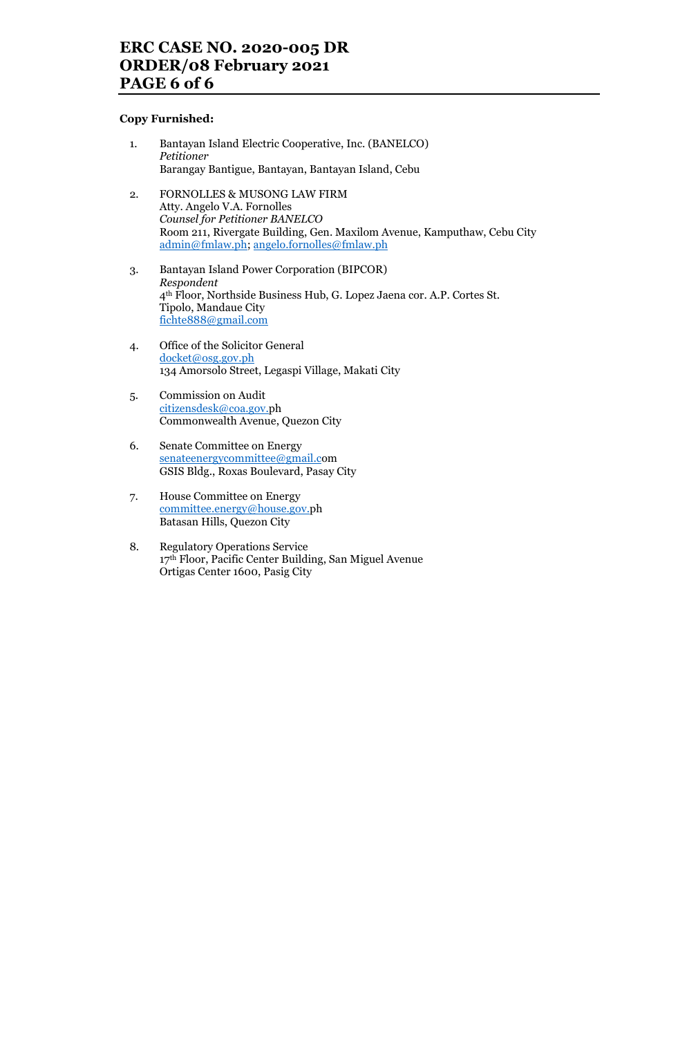**Copy Furnished:**

1. Bantayan Island Electric Cooperative, Inc. (BANELCO)
   *Petitioner*
   Barangay Bantigue, Bantayan, Bantayan Island, Cebu

2. FORNOLLES & MUSONG LAW FIRM
   Atty. Angelo V.A. Fornolles
   *Counsel for Petitioner BANELCO*
   Room 211, Rivergate Building, Gen. Maxilom Avenue, Kamputhaw, Cebu City
   admin@fmlaw.ph; angelo.fornolles@fmlaw.ph

3. Bantayan Island Power Corporation (BIPCOR)
   *Respondent*
   4th Floor, Northside Business Hub, G. Lopez Jaena cor. A.P. Cortes St.
   Tipolo, Mandaue City
   fichte888@gmail.com

4. Office of the Solicitor General
   docket@osg.gov.ph
   134 Amorsolo Street, Legaspi Village, Makati City

5. Commission on Audit
   citizensdesk@coa.gov.ph
   Commonwealth Avenue, Quezon City

6. Senate Committee on Energy
   senateenergycommittee@gmail.com
   GSIS Bldg., Roxas Boulevard, Pasay City

7. House Committee on Energy
   committee.energy@house.gov.ph
   Batasan Hills, Quezon City

8. Regulatory Operations Service
   17th Floor, Pacific Center Building, San Miguel Avenue
   Ortigas Center 1600, Pasig City